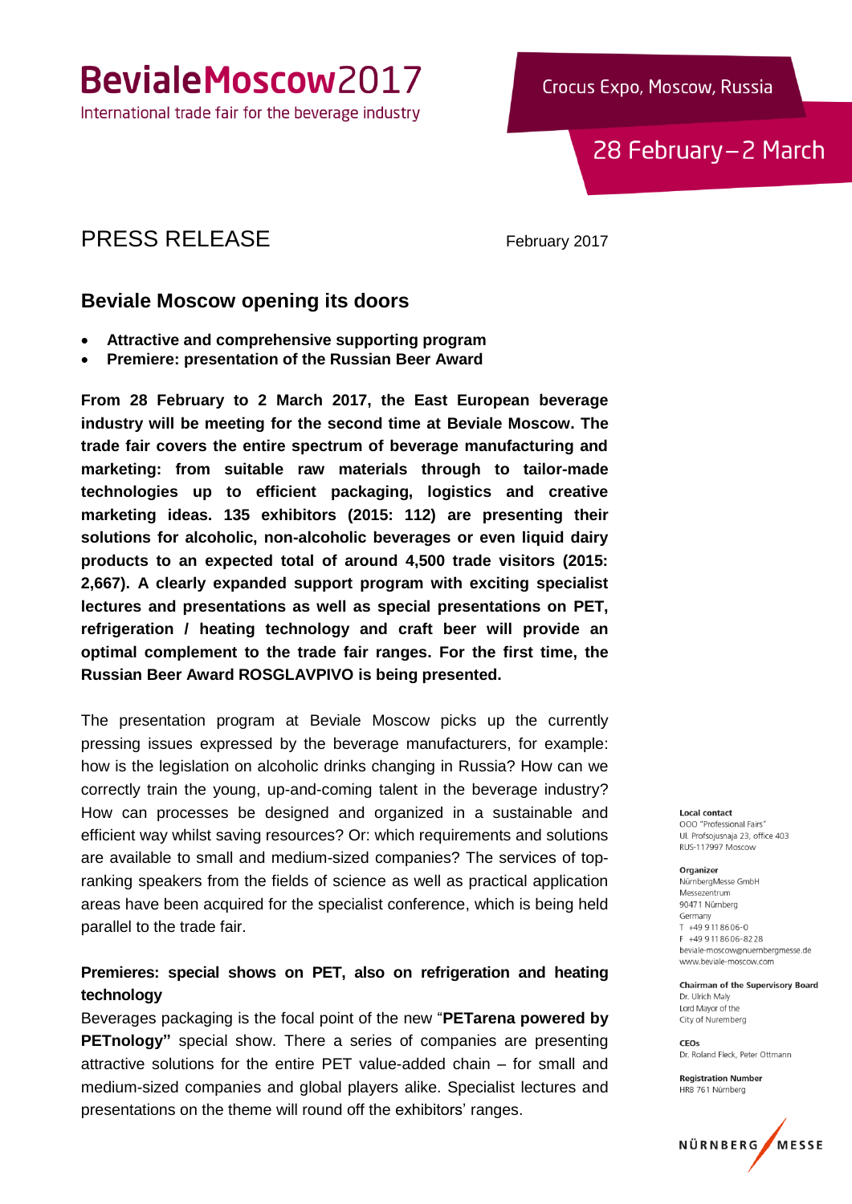# BevialeMoscow2017

International trade fair for the beverage industry

Crocus Expo, Moscow, Russia

28 February – 2 March

## PRESS RELEASE

February 2017

### Beviale Moscow opening its doors

- **Attractive and comprehensive supporting program**
- **Premiere: presentation of the Russian Beer Award**

**From 28 February to 2 March 2017, the East European beverage industry will be meeting for the second time at Beviale Moscow. The trade fair covers the entire spectrum of beverage manufacturing and marketing: from suitable raw materials through to tailor-made technologies up to efficient packaging, logistics and creative marketing ideas. 135 exhibitors (2015: 112) are presenting their solutions for alcoholic, non-alcoholic beverages or even liquid dairy products to an expected total of around 4,500 trade visitors (2015: 2,667). A clearly expanded support program with exciting specialist lectures and presentations as well as special presentations on PET, refrigeration / heating technology and craft beer will provide an optimal complement to the trade fair ranges. For the first time, the Russian Beer Award ROSGLAVPIVO is being presented.**

The presentation program at Beviale Moscow picks up the currently pressing issues expressed by the beverage manufacturers, for example: how is the legislation on alcoholic drinks changing in Russia? How can we correctly train the young, up-and-coming talent in the beverage industry? How can processes be designed and organized in a sustainable and efficient way whilst saving resources? Or: which requirements and solutions are available to small and medium-sized companies? The services of top-ranking speakers from the fields of science as well as practical application areas have been acquired for the specialist conference, which is being held parallel to the trade fair.

**Premieres: special shows on PET, also on refrigeration and heating technology**

Beverages packaging is the focal point of the new "**PETarena powered by PETnology"** special show. There a series of companies are presenting attractive solutions for the entire PET value-added chain – for small and medium-sized companies and global players alike. Specialist lectures and presentations on the theme will round off the exhibitors' ranges.

**Local contact**
OOO "Professional Fairs"
Ul. Profsojusnaja 23, office 403
RUS-117997 Moscow

**Organizer**
NürnbergMesse GmbH
Messezentrum
90471 Nürnberg
Germany
T +49 9 11 86 06-0
F +49 9 11 86 06-82 28
beviale-moscow@nuernbergmesse.de
www.beviale-moscow.com

**Chairman of the Supervisory Board**
Dr. Ulrich Maly
Lord Mayor of the
City of Nuremberg

**CEOs**
Dr. Roland Fleck, Peter Ottmann

**Registration Number**
HRB 761 Nürnberg

NÜRNBERG MESSE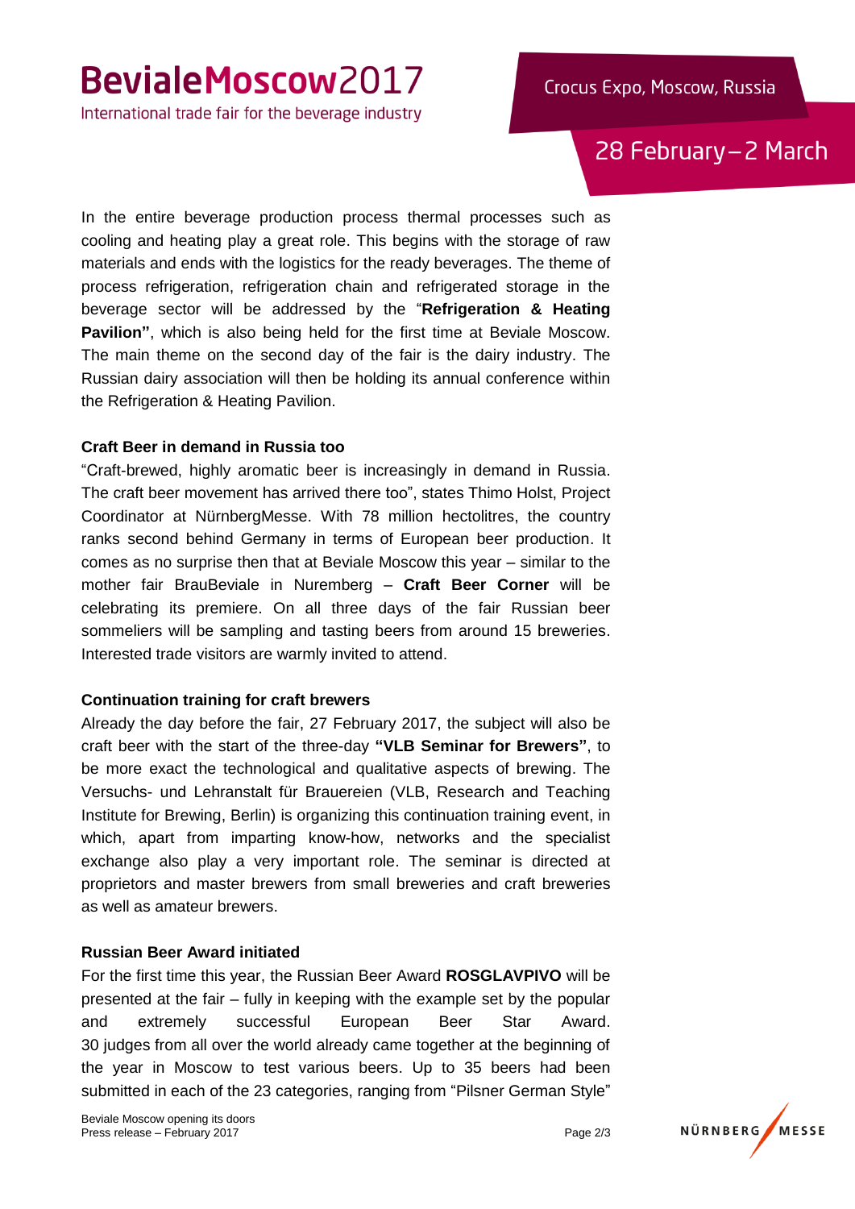In the entire beverage production process thermal processes such as cooling and heating play a great role. This begins with the storage of raw materials and ends with the logistics for the ready beverages. The theme of process refrigeration, refrigeration chain and refrigerated storage in the beverage sector will be addressed by the "**Refrigeration & Heating Pavilion"**, which is also being held for the first time at Beviale Moscow. The main theme on the second day of the fair is the dairy industry. The Russian dairy association will then be holding its annual conference within the Refrigeration & Heating Pavilion.

**Craft Beer in demand in Russia too**

"Craft-brewed, highly aromatic beer is increasingly in demand in Russia. The craft beer movement has arrived there too", states Thimo Holst, Project Coordinator at NürnbergMesse. With 78 million hectolitres, the country ranks second behind Germany in terms of European beer production. It comes as no surprise then that at Beviale Moscow this year – similar to the mother fair BrauBeviale in Nuremberg – **Craft Beer Corner** will be celebrating its premiere. On all three days of the fair Russian beer sommeliers will be sampling and tasting beers from around 15 breweries. Interested trade visitors are warmly invited to attend.

**Continuation training for craft brewers**

Already the day before the fair, 27 February 2017, the subject will also be craft beer with the start of the three-day **"VLB Seminar for Brewers"**, to be more exact the technological and qualitative aspects of brewing. The Versuchs- und Lehranstalt für Brauereien (VLB, Research and Teaching Institute for Brewing, Berlin) is organizing this continuation training event, in which, apart from imparting know-how, networks and the specialist exchange also play a very important role. The seminar is directed at proprietors and master brewers from small breweries and craft breweries as well as amateur brewers.

**Russian Beer Award initiated**

For the first time this year, the Russian Beer Award **ROSGLAVPIVO** will be presented at the fair – fully in keeping with the example set by the popular and extremely successful European Beer Star Award. 30 judges from all over the world already came together at the beginning of the year in Moscow to test various beers. Up to 35 beers had been submitted in each of the 23 categories, ranging from "Pilsner German Style"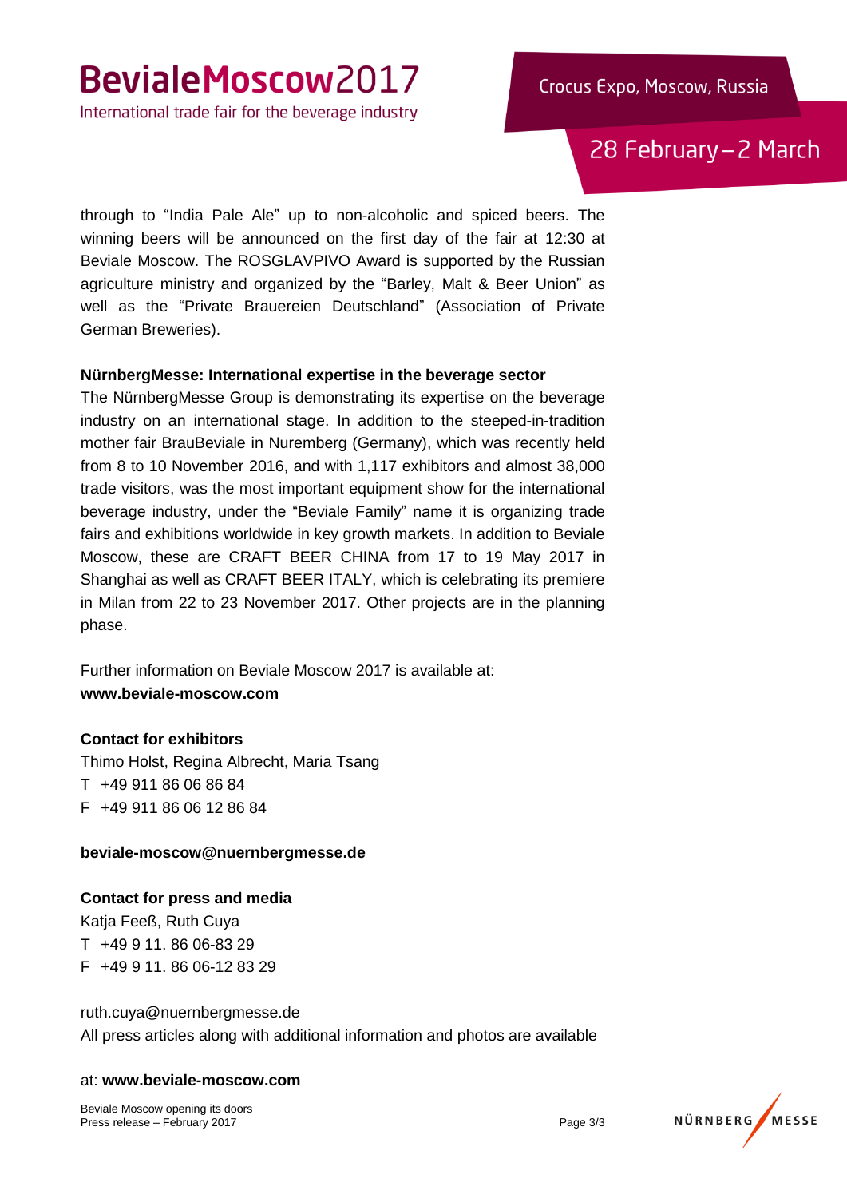through to “India Pale Ale” up to non-alcoholic and spiced beers. The winning beers will be announced on the first day of the fair at 12:30 at Beviale Moscow. The ROSGLAVPIVO Award is supported by the Russian agriculture ministry and organized by the “Barley, Malt & Beer Union” as well as the “Private Brauereien Deutschland” (Association of Private German Breweries).

**NürnbergMesse: International expertise in the beverage sector**

The NürnbergMesse Group is demonstrating its expertise on the beverage industry on an international stage. In addition to the steeped-in-tradition mother fair BrauBeviale in Nuremberg (Germany), which was recently held from 8 to 10 November 2016, and with 1,117 exhibitors and almost 38,000 trade visitors, was the most important equipment show for the international beverage industry, under the “Beviale Family” name it is organizing trade fairs and exhibitions worldwide in key growth markets. In addition to Beviale Moscow, these are CRAFT BEER CHINA from 17 to 19 May 2017 in Shanghai as well as CRAFT BEER ITALY, which is celebrating its premiere in Milan from 22 to 23 November 2017. Other projects are in the planning phase.

Further information on Beviale Moscow 2017 is available at:
**www.beviale-moscow.com**

**Contact for exhibitors**
Thimo Holst, Regina Albrecht, Maria Tsang
T +49 911 86 06 86 84
F +49 911 86 06 12 86 84

**beviale-moscow@nuernbergmesse.de**

**Contact for press and media**
Katja Feeß, Ruth Cuya
T +49 9 11. 86 06-83 29
F +49 9 11. 86 06-12 83 29

ruth.cuya@nuernbergmesse.de
All press articles along with additional information and photos are available

at: **www.beviale-moscow.com**